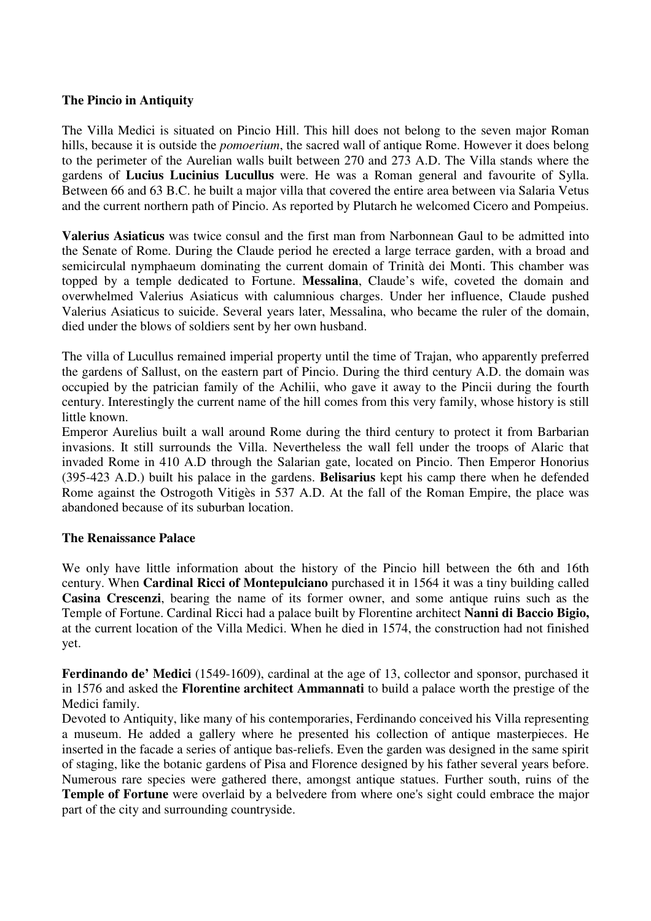## The Pincio in Antiquity

The Villa Medici is situated on Pincio Hill. This hill does not belong to the seven major Roman hills, because it is outside the *pomoerium*, the sacred wall of antique Rome. However it does belong to the perimeter of the Aurelian walls built between 270 and 273 A.D. The Villa stands where the gardens of **Lucius Lucinius Lucullus** were. He was a Roman general and favourite of Sylla. Between 66 and 63 B.C. he built a major villa that covered the entire area between via Salaria Vetus and the current northern path of Pincio. As reported by Plutarch he welcomed Cicero and Pompeius.

**Valerius Asiaticus** was twice consul and the first man from Narbonnean Gaul to be admitted into the Senate of Rome. During the Claude period he erected a large terrace garden, with a broad and semicircular nymphaeum dominating the current domain of Trinità dei Monti. This chamber was topped by a temple dedicated to Fortune. **Messalina**, Claude's wife, coveted the domain and overwhelmed Valerius Asiaticus with calumnious charges. Under her influence, Claude pushed Valerius Asiaticus to suicide. Several years later, Messalina, who became the ruler of the domain, died under the blows of soldiers sent by her own husband.

The villa of Lucullus remained imperial property until the time of Trajan, who apparently preferred the gardens of Sallust, on the eastern part of Pincio. During the third century A.D. the domain was occupied by the patrician family of the Achilii, who gave it away to the Pincii during the fourth century. Interestingly the current name of the hill comes from this very family, whose history is still little known.

Emperor Aurelius built a wall around Rome during the third century to protect it from Barbarian invasions. It still surrounds the Villa. Nevertheless the wall fell under the troops of Alaric that invaded Rome in 410 A.D through the Salarian gate, located on Pincio. Then Emperor Honorius (395-423 A.D.) built his palace in the gardens. **Belisarius** kept his camp there when he defended Rome against the Ostrogoth Vitigès in 537 A.D. At the fall of the Roman Empire, the place was abandoned because of its suburban location.

## The Renaissance Palace

We only have little information about the history of the Pincio hill between the 6th and 16th century. When **Cardinal Ricci of Montepulciano** purchased it in 1564 it was a tiny building called **Casina Crescenzi**, bearing the name of its former owner, and some antique ruins such as the Temple of Fortune. Cardinal Ricci had a palace built by Florentine architect **Nanni di Baccio Bigio,** at the current location of the Villa Medici. When he died in 1574, the construction had not finished yet.

**Ferdinando de' Medici** (1549-1609), cardinal at the age of 13, collector and sponsor, purchased it in 1576 and asked the **Florentine architect Ammannati** to build a palace worth the prestige of the Medici family.

Devoted to Antiquity, like many of his contemporaries, Ferdinando conceived his Villa representing a museum. He added a gallery where he presented his collection of antique masterpieces. He inserted in the facade a series of antique bas-reliefs. Even the garden was designed in the same spirit of staging, like the botanic gardens of Pisa and Florence designed by his father several years before. Numerous rare species were gathered there, amongst antique statues. Further south, ruins of the **Temple of Fortune** were overlaid by a belvedere from where one's sight could embrace the major part of the city and surrounding countryside.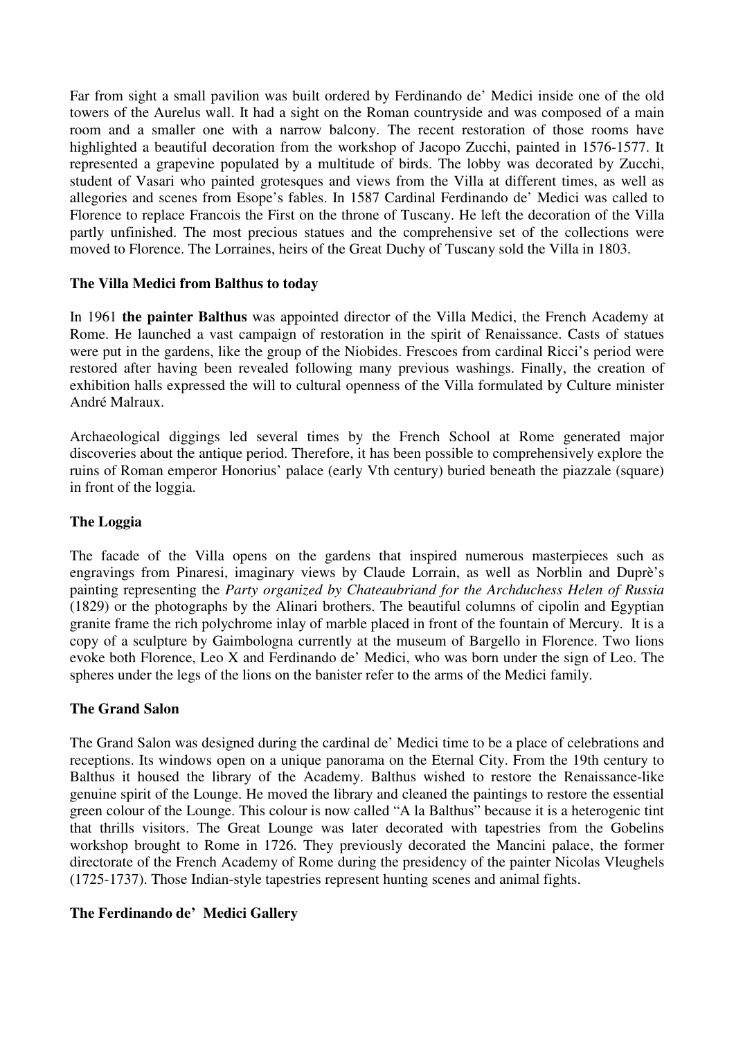Far from sight a small pavilion was built ordered by Ferdinando de' Medici inside one of the old towers of the Aurelus wall. It had a sight on the Roman countryside and was composed of a main room and a smaller one with a narrow balcony. The recent restoration of those rooms have highlighted a beautiful decoration from the workshop of Jacopo Zucchi, painted in 1576-1577. It represented a grapevine populated by a multitude of birds. The lobby was decorated by Zucchi, student of Vasari who painted grotesques and views from the Villa at different times, as well as allegories and scenes from Esope's fables. In 1587 Cardinal Ferdinando de' Medici was called to Florence to replace Francois the First on the throne of Tuscany. He left the decoration of the Villa partly unfinished. The most precious statues and the comprehensive set of the collections were moved to Florence. The Lorraines, heirs of the Great Duchy of Tuscany sold the Villa in 1803.

**The Villa Medici from Balthus to today**

In 1961 **the painter Balthus** was appointed director of the Villa Medici, the French Academy at Rome. He launched a vast campaign of restoration in the spirit of Renaissance. Casts of statues were put in the gardens, like the group of the Niobides. Frescoes from cardinal Ricci's period were restored after having been revealed following many previous washings. Finally, the creation of exhibition halls expressed the will to cultural openness of the Villa formulated by Culture minister André Malraux.

Archaeological diggings led several times by the French School at Rome generated major discoveries about the antique period. Therefore, it has been possible to comprehensively explore the ruins of Roman emperor Honorius' palace (early Vth century) buried beneath the piazzale (square) in front of the loggia.

**The Loggia**

The facade of the Villa opens on the gardens that inspired numerous masterpieces such as engravings from Pinaresi, imaginary views by Claude Lorrain, as well as Norblin and Duprè's painting representing the *Party organized by Chateaubriand for the Archduchess Helen of Russia* (1829) or the photographs by the Alinari brothers. The beautiful columns of cipolin and Egyptian granite frame the rich polychrome inlay of marble placed in front of the fountain of Mercury. It is a copy of a sculpture by Gaimbologna currently at the museum of Bargello in Florence. Two lions evoke both Florence, Leo X and Ferdinando de' Medici, who was born under the sign of Leo. The spheres under the legs of the lions on the banister refer to the arms of the Medici family.

**The Grand Salon**

The Grand Salon was designed during the cardinal de' Medici time to be a place of celebrations and receptions. Its windows open on a unique panorama on the Eternal City. From the 19th century to Balthus it housed the library of the Academy. Balthus wished to restore the Renaissance-like genuine spirit of the Lounge. He moved the library and cleaned the paintings to restore the essential green colour of the Lounge. This colour is now called "A la Balthus" because it is a heterogenic tint that thrills visitors. The Great Lounge was later decorated with tapestries from the Gobelins workshop brought to Rome in 1726. They previously decorated the Mancini palace, the former directorate of the French Academy of Rome during the presidency of the painter Nicolas Vleughels (1725-1737). Those Indian-style tapestries represent hunting scenes and animal fights.

**The Ferdinando de' Medici Gallery**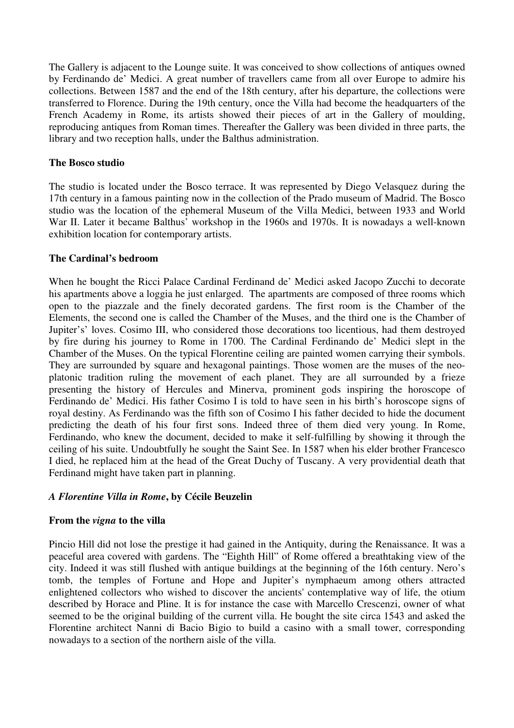The Gallery is adjacent to the Lounge suite. It was conceived to show collections of antiques owned by Ferdinando de' Medici. A great number of travellers came from all over Europe to admire his collections. Between 1587 and the end of the 18th century, after his departure, the collections were transferred to Florence. During the 19th century, once the Villa had become the headquarters of the French Academy in Rome, its artists showed their pieces of art in the Gallery of moulding, reproducing antiques from Roman times. Thereafter the Gallery was been divided in three parts, the library and two reception halls, under the Balthus administration.

**The Bosco studio**

The studio is located under the Bosco terrace. It was represented by Diego Velasquez during the 17th century in a famous painting now in the collection of the Prado museum of Madrid. The Bosco studio was the location of the ephemeral Museum of the Villa Medici, between 1933 and World War II. Later it became Balthus' workshop in the 1960s and 1970s. It is nowadays a well-known exhibition location for contemporary artists.

**The Cardinal's bedroom**

When he bought the Ricci Palace Cardinal Ferdinand de' Medici asked Jacopo Zucchi to decorate his apartments above a loggia he just enlarged. The apartments are composed of three rooms which open to the piazzale and the finely decorated gardens. The first room is the Chamber of the Elements, the second one is called the Chamber of the Muses, and the third one is the Chamber of Jupiter's' loves. Cosimo III, who considered those decorations too licentious, had them destroyed by fire during his journey to Rome in 1700. The Cardinal Ferdinando de' Medici slept in the Chamber of the Muses. On the typical Florentine ceiling are painted women carrying their symbols. They are surrounded by square and hexagonal paintings. Those women are the muses of the neo-platonic tradition ruling the movement of each planet. They are all surrounded by a frieze presenting the history of Hercules and Minerva, prominent gods inspiring the horoscope of Ferdinando de' Medici. His father Cosimo I is told to have seen in his birth's horoscope signs of royal destiny. As Ferdinando was the fifth son of Cosimo I his father decided to hide the document predicting the death of his four first sons. Indeed three of them died very young. In Rome, Ferdinando, who knew the document, decided to make it self-fulfilling by showing it through the ceiling of his suite. Undoubtfully he sought the Saint See. In 1587 when his elder brother Francesco I died, he replaced him at the head of the Great Duchy of Tuscany. A very providential death that Ferdinand might have taken part in planning.

***A Florentine Villa in Rome*, by Cécile Beuzelin**

**From the *vigna* to the villa**

Pincio Hill did not lose the prestige it had gained in the Antiquity, during the Renaissance. It was a peaceful area covered with gardens. The "Eighth Hill" of Rome offered a breathtaking view of the city. Indeed it was still flushed with antique buildings at the beginning of the 16th century. Nero's tomb, the temples of Fortune and Hope and Jupiter's nymphaeum among others attracted enlightened collectors who wished to discover the ancients' contemplative way of life, the otium described by Horace and Pline. It is for instance the case with Marcello Crescenzi, owner of what seemed to be the original building of the current villa. He bought the site circa 1543 and asked the Florentine architect Nanni di Bacio Bigio to build a casino with a small tower, corresponding nowadays to a section of the northern aisle of the villa.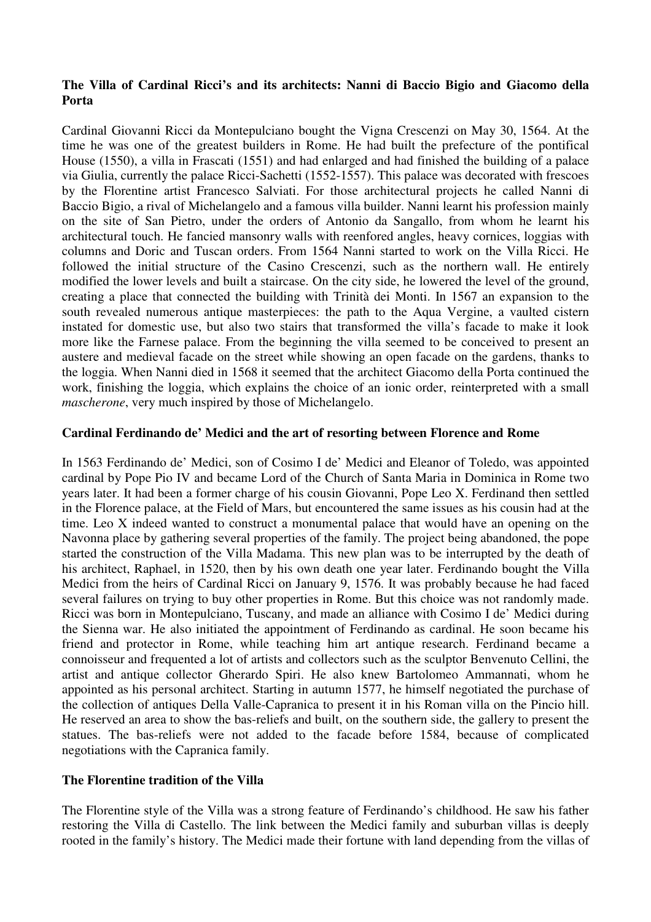**The Villa of Cardinal Ricci's and its architects: Nanni di Baccio Bigio and Giacomo della Porta**

Cardinal Giovanni Ricci da Montepulciano bought the Vigna Crescenzi on May 30, 1564. At the time he was one of the greatest builders in Rome. He had built the prefecture of the pontifical House (1550), a villa in Frascati (1551) and had enlarged and had finished the building of a palace via Giulia, currently the palace Ricci-Sachetti (1552-1557). This palace was decorated with frescoes by the Florentine artist Francesco Salviati. For those architectural projects he called Nanni di Baccio Bigio, a rival of Michelangelo and a famous villa builder. Nanni learnt his profession mainly on the site of San Pietro, under the orders of Antonio da Sangallo, from whom he learnt his architectural touch. He fancied mansonry walls with reenfored angles, heavy cornices, loggias with columns and Doric and Tuscan orders. From 1564 Nanni started to work on the Villa Ricci. He followed the initial structure of the Casino Crescenzi, such as the northern wall. He entirely modified the lower levels and built a staircase. On the city side, he lowered the level of the ground, creating a place that connected the building with Trinità dei Monti. In 1567 an expansion to the south revealed numerous antique masterpieces: the path to the Aqua Vergine, a vaulted cistern instated for domestic use, but also two stairs that transformed the villa's facade to make it look more like the Farnese palace. From the beginning the villa seemed to be conceived to present an austere and medieval facade on the street while showing an open facade on the gardens, thanks to the loggia. When Nanni died in 1568 it seemed that the architect Giacomo della Porta continued the work, finishing the loggia, which explains the choice of an ionic order, reinterpreted with a small *mascherone*, very much inspired by those of Michelangelo.

**Cardinal Ferdinando de' Medici and the art of resorting between Florence and Rome**

In 1563 Ferdinando de' Medici, son of Cosimo I de' Medici and Eleanor of Toledo, was appointed cardinal by Pope Pio IV and became Lord of the Church of Santa Maria in Dominica in Rome two years later. It had been a former charge of his cousin Giovanni, Pope Leo X. Ferdinand then settled in the Florence palace, at the Field of Mars, but encountered the same issues as his cousin had at the time. Leo X indeed wanted to construct a monumental palace that would have an opening on the Navonna place by gathering several properties of the family. The project being abandoned, the pope started the construction of the Villa Madama. This new plan was to be interrupted by the death of his architect, Raphael, in 1520, then by his own death one year later. Ferdinando bought the Villa Medici from the heirs of Cardinal Ricci on January 9, 1576. It was probably because he had faced several failures on trying to buy other properties in Rome. But this choice was not randomly made. Ricci was born in Montepulciano, Tuscany, and made an alliance with Cosimo I de' Medici during the Sienna war. He also initiated the appointment of Ferdinando as cardinal. He soon became his friend and protector in Rome, while teaching him art antique research. Ferdinand became a connoisseur and frequented a lot of artists and collectors such as the sculptor Benvenuto Cellini, the artist and antique collector Gherardo Spiri. He also knew Bartolomeo Ammannati, whom he appointed as his personal architect. Starting in autumn 1577, he himself negotiated the purchase of the collection of antiques Della Valle-Capranica to present it in his Roman villa on the Pincio hill. He reserved an area to show the bas-reliefs and built, on the southern side, the gallery to present the statues. The bas-reliefs were not added to the facade before 1584, because of complicated negotiations with the Capranica family.

**The Florentine tradition of the Villa**

The Florentine style of the Villa was a strong feature of Ferdinando's childhood. He saw his father restoring the Villa di Castello. The link between the Medici family and suburban villas is deeply rooted in the family's history. The Medici made their fortune with land depending from the villas of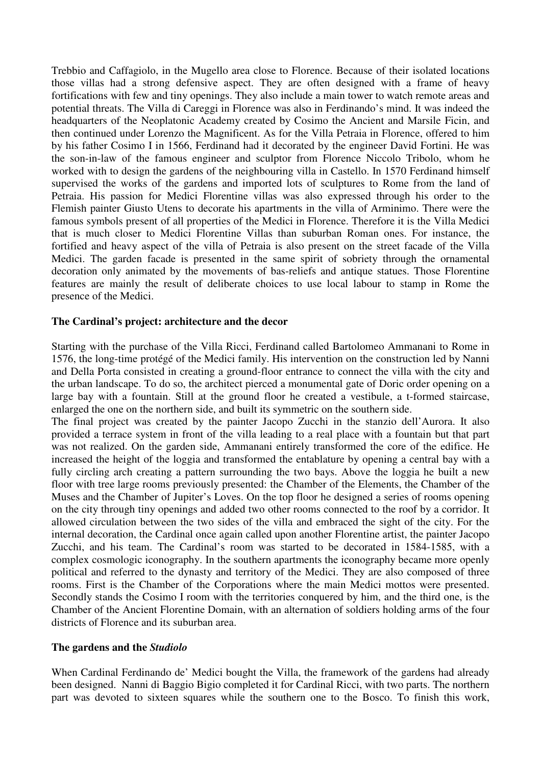Trebbio and Caffagiolo, in the Mugello area close to Florence. Because of their isolated locations those villas had a strong defensive aspect. They are often designed with a frame of heavy fortifications with few and tiny openings. They also include a main tower to watch remote areas and potential threats. The Villa di Careggi in Florence was also in Ferdinando's mind. It was indeed the headquarters of the Neoplatonic Academy created by Cosimo the Ancient and Marsile Ficin, and then continued under Lorenzo the Magnificent. As for the Villa Petraia in Florence, offered to him by his father Cosimo I in 1566, Ferdinand had it decorated by the engineer David Fortini. He was the son-in-law of the famous engineer and sculptor from Florence Niccolo Tribolo, whom he worked with to design the gardens of the neighbouring villa in Castello. In 1570 Ferdinand himself supervised the works of the gardens and imported lots of sculptures to Rome from the land of Petraia. His passion for Medici Florentine villas was also expressed through his order to the Flemish painter Giusto Utens to decorate his apartments in the villa of Arminimo. There were the famous symbols present of all properties of the Medici in Florence. Therefore it is the Villa Medici that is much closer to Medici Florentine Villas than suburban Roman ones. For instance, the fortified and heavy aspect of the villa of Petraia is also present on the street facade of the Villa Medici. The garden facade is presented in the same spirit of sobriety through the ornamental decoration only animated by the movements of bas-reliefs and antique statues. Those Florentine features are mainly the result of deliberate choices to use local labour to stamp in Rome the presence of the Medici.

**The Cardinal's project: architecture and the decor**

Starting with the purchase of the Villa Ricci, Ferdinand called Bartolomeo Ammanani to Rome in 1576, the long-time protégé of the Medici family. His intervention on the construction led by Nanni and Della Porta consisted in creating a ground-floor entrance to connect the villa with the city and the urban landscape. To do so, the architect pierced a monumental gate of Doric order opening on a large bay with a fountain. Still at the ground floor he created a vestibule, a t-formed staircase, enlarged the one on the northern side, and built its symmetric on the southern side.

The final project was created by the painter Jacopo Zucchi in the stanzio dell'Aurora. It also provided a terrace system in front of the villa leading to a real place with a fountain but that part was not realized. On the garden side, Ammanani entirely transformed the core of the edifice. He increased the height of the loggia and transformed the entablature by opening a central bay with a fully circling arch creating a pattern surrounding the two bays. Above the loggia he built a new floor with tree large rooms previously presented: the Chamber of the Elements, the Chamber of the Muses and the Chamber of Jupiter's Loves. On the top floor he designed a series of rooms opening on the city through tiny openings and added two other rooms connected to the roof by a corridor. It allowed circulation between the two sides of the villa and embraced the sight of the city. For the internal decoration, the Cardinal once again called upon another Florentine artist, the painter Jacopo Zucchi, and his team. The Cardinal's room was started to be decorated in 1584-1585, with a complex cosmologic iconography. In the southern apartments the iconography became more openly political and referred to the dynasty and territory of the Medici. They are also composed of three rooms. First is the Chamber of the Corporations where the main Medici mottos were presented. Secondly stands the Cosimo I room with the territories conquered by him, and the third one, is the Chamber of the Ancient Florentine Domain, with an alternation of soldiers holding arms of the four districts of Florence and its suburban area.

**The gardens and the *Studiolo***

When Cardinal Ferdinando de' Medici bought the Villa, the framework of the gardens had already been designed. Nanni di Baggio Bigio completed it for Cardinal Ricci, with two parts. The northern part was devoted to sixteen squares while the southern one to the Bosco. To finish this work,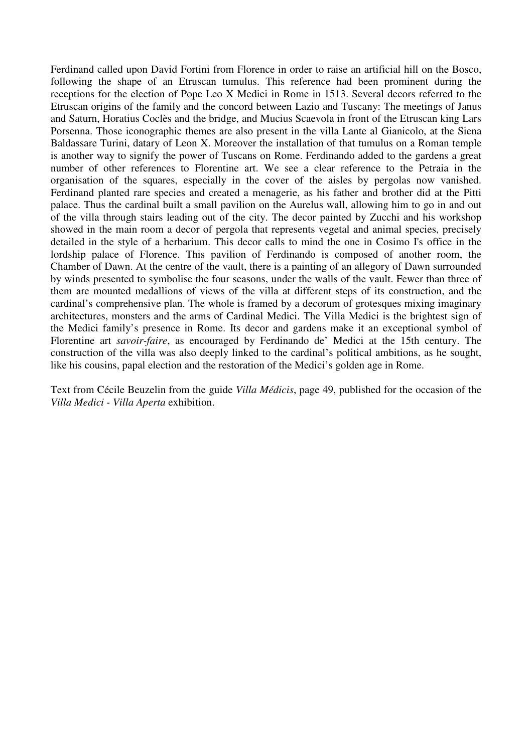Ferdinand called upon David Fortini from Florence in order to raise an artificial hill on the Bosco, following the shape of an Etruscan tumulus. This reference had been prominent during the receptions for the election of Pope Leo X Medici in Rome in 1513. Several decors referred to the Etruscan origins of the family and the concord between Lazio and Tuscany: The meetings of Janus and Saturn, Horatius Coclès and the bridge, and Mucius Scaevola in front of the Etruscan king Lars Porsenna. Those iconographic themes are also present in the villa Lante al Gianicolo, at the Siena Baldassare Turini, datary of Leon X. Moreover the installation of that tumulus on a Roman temple is another way to signify the power of Tuscans on Rome. Ferdinando added to the gardens a great number of other references to Florentine art. We see a clear reference to the Petraia in the organisation of the squares, especially in the cover of the aisles by pergolas now vanished. Ferdinand planted rare species and created a menagerie, as his father and brother did at the Pitti palace. Thus the cardinal built a small pavilion on the Aurelus wall, allowing him to go in and out of the villa through stairs leading out of the city. The decor painted by Zucchi and his workshop showed in the main room a decor of pergola that represents vegetal and animal species, precisely detailed in the style of a herbarium. This decor calls to mind the one in Cosimo I's office in the lordship palace of Florence. This pavilion of Ferdinando is composed of another room, the Chamber of Dawn. At the centre of the vault, there is a painting of an allegory of Dawn surrounded by winds presented to symbolise the four seasons, under the walls of the vault. Fewer than three of them are mounted medallions of views of the villa at different steps of its construction, and the cardinal's comprehensive plan. The whole is framed by a decorum of grotesques mixing imaginary architectures, monsters and the arms of Cardinal Medici. The Villa Medici is the brightest sign of the Medici family's presence in Rome. Its decor and gardens make it an exceptional symbol of Florentine art *savoir-faire*, as encouraged by Ferdinando de' Medici at the 15th century. The construction of the villa was also deeply linked to the cardinal's political ambitions, as he sought, like his cousins, papal election and the restoration of the Medici's golden age in Rome.

Text from Cécile Beuzelin from the guide *Villa Médicis*, page 49, published for the occasion of the *Villa Medici - Villa Aperta* exhibition.